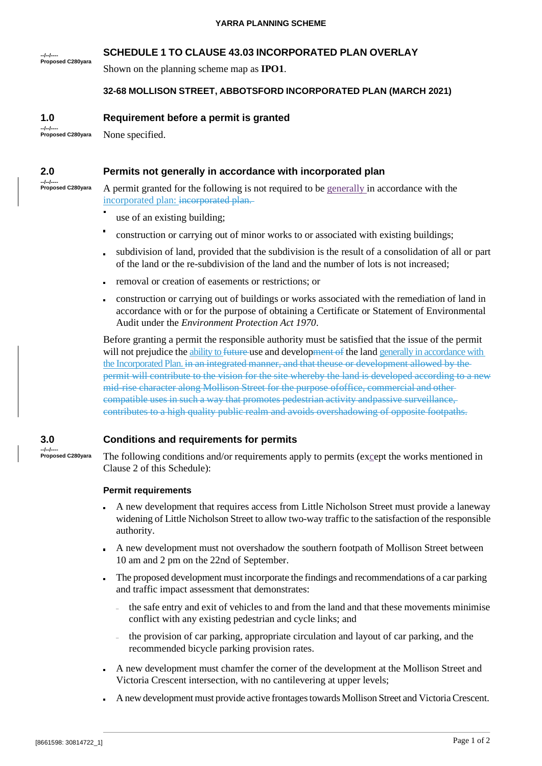**YARRA PLANNING SCHEME**

--/--/----
Proposed C280yara

## SCHEDULE 1 TO CLAUSE 43.03 INCORPORATED PLAN OVERLAY

Shown on the planning scheme map as **IPO1**.

### 32-68 MOLLISON STREET, ABBOTSFORD INCORPORATED PLAN (MARCH 2021)

### 1.0 Requirement before a permit is granted

--/--/----
Proposed C280yara

None specified.

### 2.0 Permits not generally in accordance with incorporated plan

--/--/----
Proposed C280yara

A permit granted for the following is not required to be generally in accordance with the incorporated plan: ~~incorporated plan.~~

- use of an existing building;
- construction or carrying out of minor works to or associated with existing buildings;
- subdivision of land, provided that the subdivision is the result of a consolidation of all or part of the land or the re-subdivision of the land and the number of lots is not increased;
- removal or creation of easements or restrictions; or
- construction or carrying out of buildings or works associated with the remediation of land in accordance with or for the purpose of obtaining a Certificate or Statement of Environmental Audit under the *Environment Protection Act 1970*.

Before granting a permit the responsible authority must be satisfied that the issue of the permit will not prejudice the ability to ~~future~~ use and develop~~ment of~~ the land generally in accordance with the Incorporated Plan. ~~in an integrated manner, and that theuse or development allowed by the permit will contribute to the vision for the site whereby the land is developed according to a new mid-rise character along Mollison Street for the purpose ofoffice, commercial and other compatible uses in such a way that promotes pedestrian activity andpassive surveillance, contributes to a high quality public realm and avoids overshadowing of opposite footpaths.~~

### 3.0 Conditions and requirements for permits

--/--/----
Proposed C280yara

The following conditions and/or requirements apply to permits (except the works mentioned in Clause 2 of this Schedule):

#### Permit requirements

- A new development that requires access from Little Nicholson Street must provide a laneway widening of Little Nicholson Street to allow two-way traffic to the satisfaction of the responsible authority.
- A new development must not overshadow the southern footpath of Mollison Street between 10 am and 2 pm on the 22nd of September.
- The proposed development must incorporate the findings and recommendations of a car parking and traffic impact assessment that demonstrates:
  - the safe entry and exit of vehicles to and from the land and that these movements minimise conflict with any existing pedestrian and cycle links; and
  - the provision of car parking, appropriate circulation and layout of car parking, and the recommended bicycle parking provision rates.
- A new development must chamfer the corner of the development at the Mollison Street and Victoria Crescent intersection, with no cantilevering at upper levels;
- A new development must provide active frontages towards Mollison Street and Victoria Crescent.

[8661598: 30814722_1]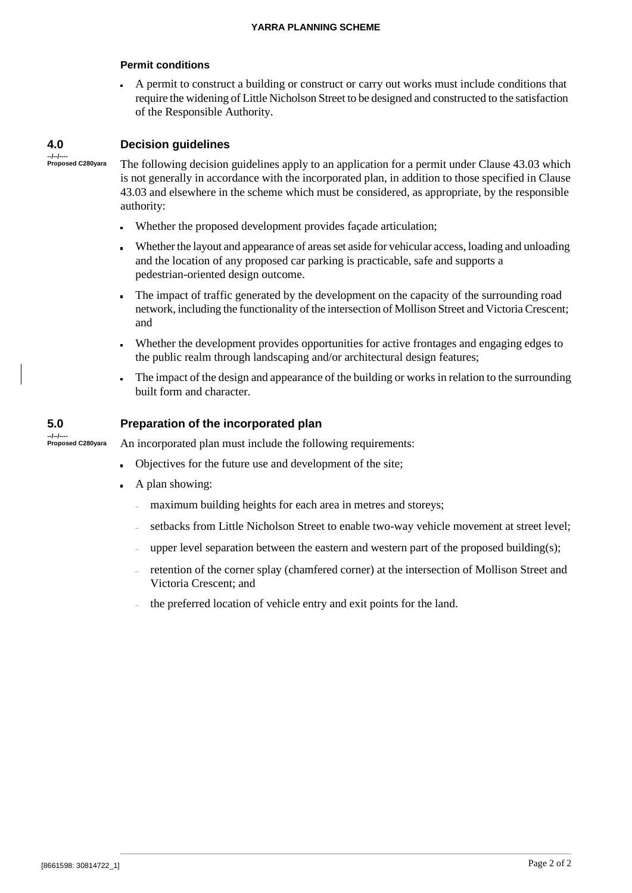### Permit conditions

- A permit to construct a building or construct or carry out works must include conditions that require the widening of Little Nicholson Street to be designed and constructed to the satisfaction of the Responsible Authority.

## 4.0 Decision guidelines

--/--/----
Proposed C280yara

The following decision guidelines apply to an application for a permit under Clause 43.03 which is not generally in accordance with the incorporated plan, in addition to those specified in Clause 43.03 and elsewhere in the scheme which must be considered, as appropriate, by the responsible authority:

- Whether the proposed development provides façade articulation;
- Whether the layout and appearance of areas set aside for vehicular access, loading and unloading and the location of any proposed car parking is practicable, safe and supports a pedestrian-oriented design outcome.
- The impact of traffic generated by the development on the capacity of the surrounding road network, including the functionality of the intersection of Mollison Street and Victoria Crescent; and
- Whether the development provides opportunities for active frontages and engaging edges to the public realm through landscaping and/or architectural design features;
- The impact of the design and appearance of the building or works in relation to the surrounding built form and character.

## 5.0 Preparation of the incorporated plan

--/--/----
Proposed C280yara

An incorporated plan must include the following requirements:

- Objectives for the future use and development of the site;
- A plan showing:
  - maximum building heights for each area in metres and storeys;
  - setbacks from Little Nicholson Street to enable two-way vehicle movement at street level;
  - upper level separation between the eastern and western part of the proposed building(s);
  - retention of the corner splay (chamfered corner) at the intersection of Mollison Street and Victoria Crescent; and
  - the preferred location of vehicle entry and exit points for the land.

[8661598: 30814722_1]